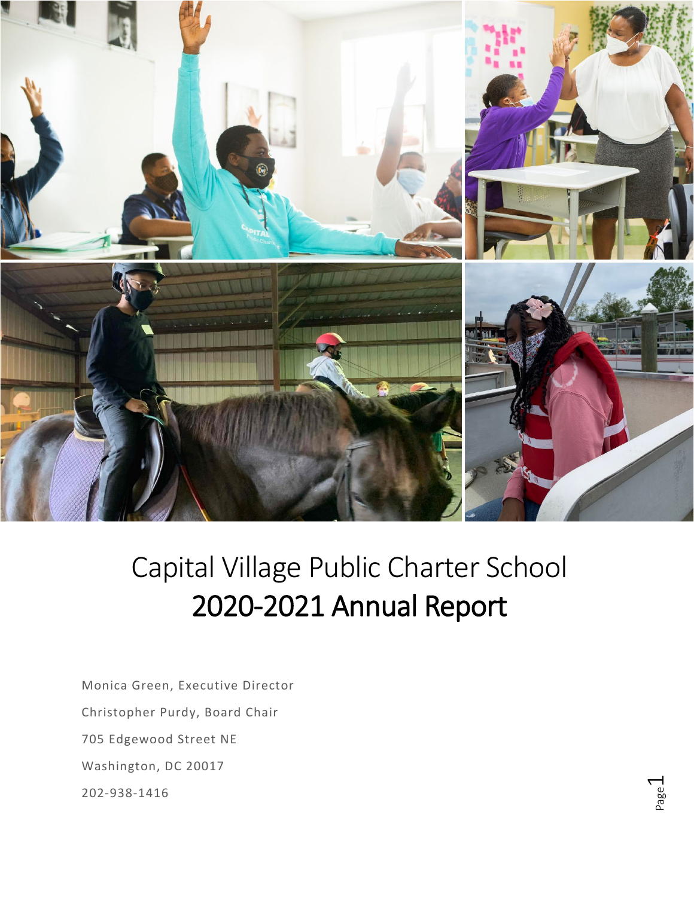# Capital Village Public Charter School

# 2020-2021 Annual Report

Monica Green, Executive Director

Christopher Purdy, Board Chair

705 Edgewood Street NE

Washington, DC 20017

202-938-1416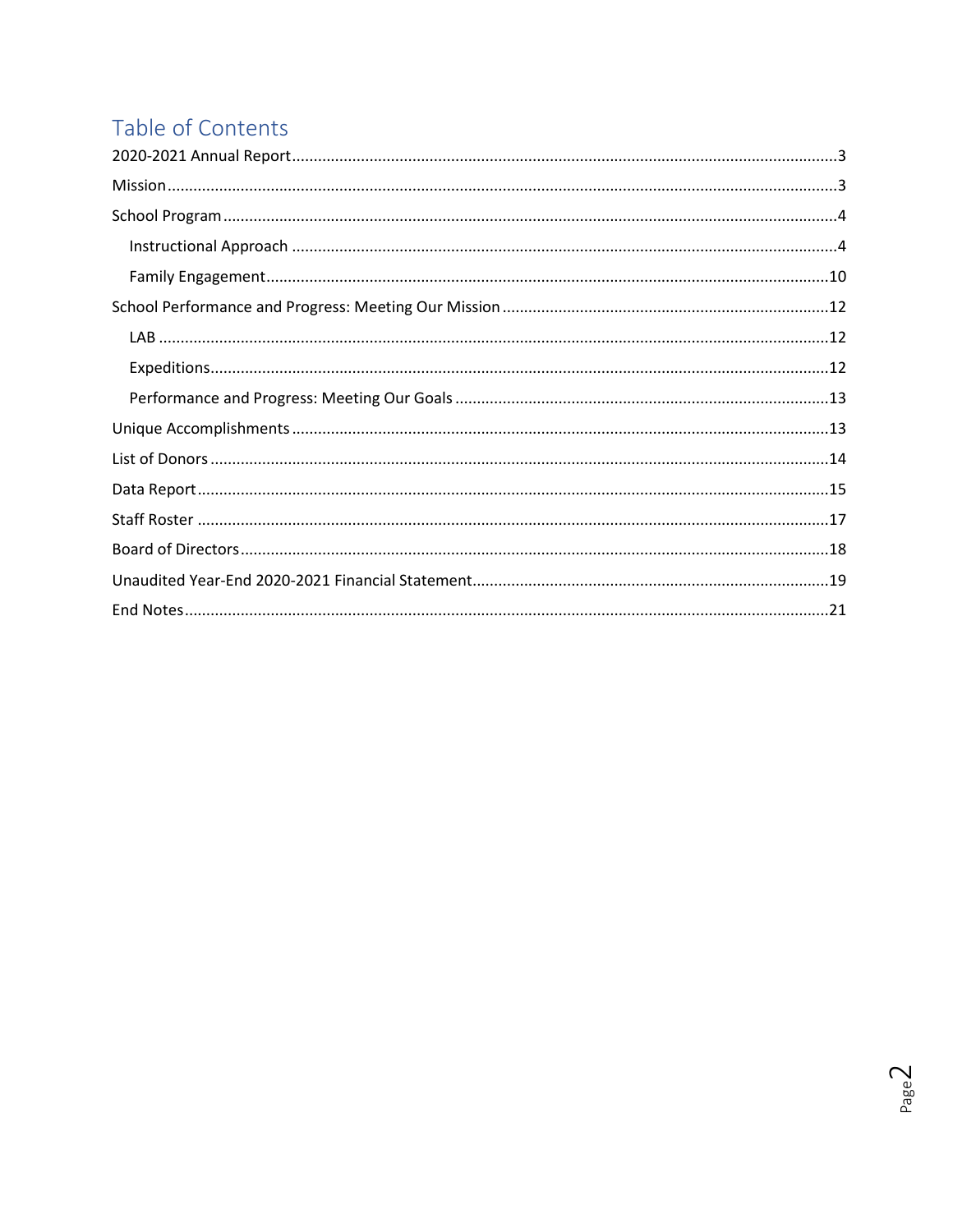## Table of Contents

2020-2021 Annual Report.....3

Mission.....3

School Program.....4

- Instructional Approach.....4
- Family Engagement.....10

School Performance and Progress: Meeting Our Mission.....12

- LAB.....12
- Expeditions.....12
- Performance and Progress: Meeting Our Goals.....13

Unique Accomplishments.....13

List of Donors.....14

Data Report.....15

Staff Roster.....17

Board of Directors.....18

Unaudited Year-End 2020-2021 Financial Statement.....19

End Notes.....21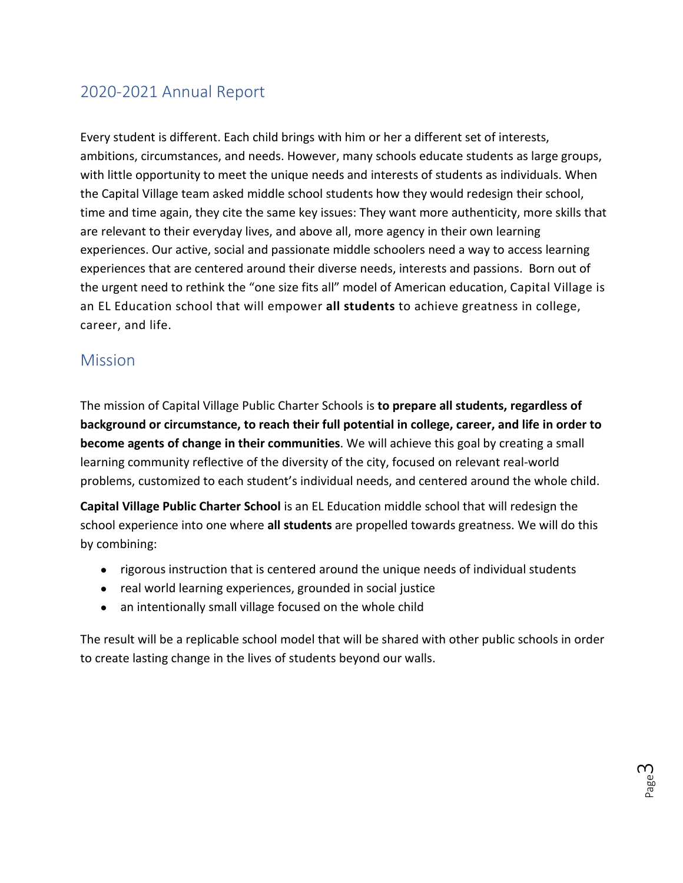## 2020-2021 Annual Report

Every student is different. Each child brings with him or her a different set of interests, ambitions, circumstances, and needs. However, many schools educate students as large groups, with little opportunity to meet the unique needs and interests of students as individuals. When the Capital Village team asked middle school students how they would redesign their school, time and time again, they cite the same key issues: They want more authenticity, more skills that are relevant to their everyday lives, and above all, more agency in their own learning experiences. Our active, social and passionate middle schoolers need a way to access learning experiences that are centered around their diverse needs, interests and passions. Born out of the urgent need to rethink the "one size fits all" model of American education, Capital Village is an EL Education school that will empower **all students** to achieve greatness in college, career, and life.

## Mission

The mission of Capital Village Public Charter Schools is **to prepare all students, regardless of background or circumstance, to reach their full potential in college, career, and life in order to become agents of change in their communities**. We will achieve this goal by creating a small learning community reflective of the diversity of the city, focused on relevant real-world problems, customized to each student's individual needs, and centered around the whole child.

**Capital Village Public Charter School** is an EL Education middle school that will redesign the school experience into one where **all students** are propelled towards greatness. We will do this by combining:

- rigorous instruction that is centered around the unique needs of individual students
- real world learning experiences, grounded in social justice
- an intentionally small village focused on the whole child

The result will be a replicable school model that will be shared with other public schools in order to create lasting change in the lives of students beyond our walls.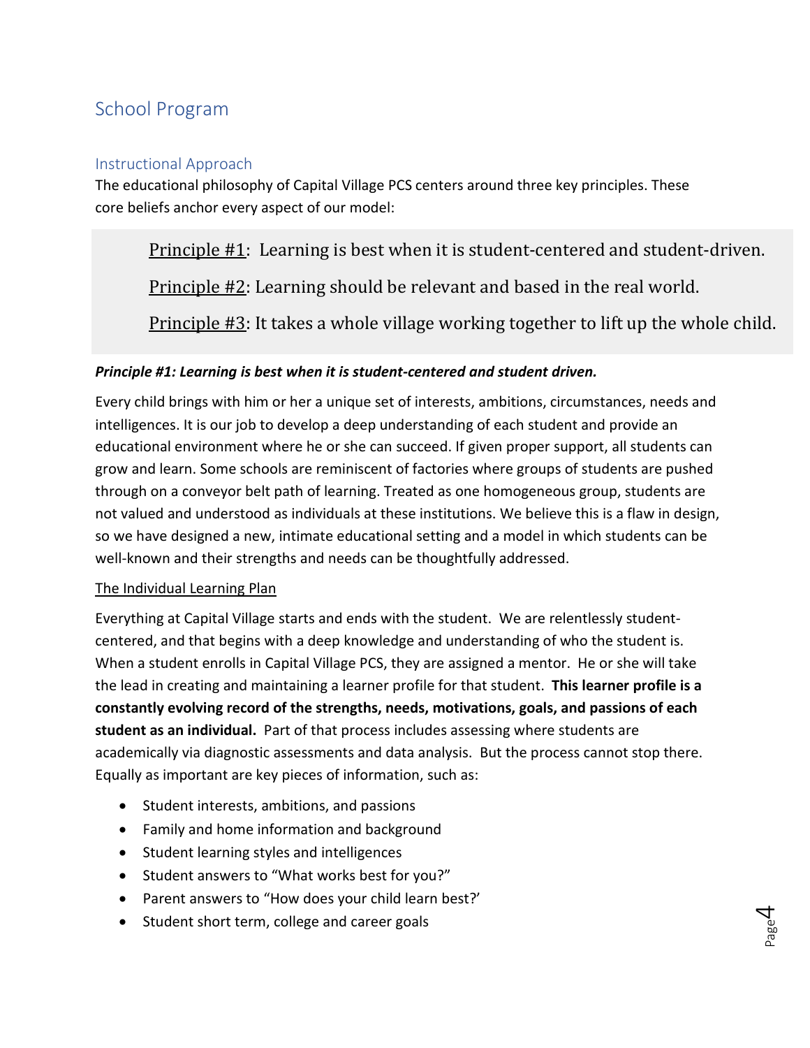## School Program

### Instructional Approach

The educational philosophy of Capital Village PCS centers around three key principles. These core beliefs anchor every aspect of our model:

> <u>Principle #1</u>: Learning is best when it is student-centered and student-driven.
>
> <u>Principle #2</u>: Learning should be relevant and based in the real world.
>
> <u>Principle #3</u>: It takes a whole village working together to lift up the whole child.

***Principle #1: Learning is best when it is student-centered and student driven.***

Every child brings with him or her a unique set of interests, ambitions, circumstances, needs and intelligences. It is our job to develop a deep understanding of each student and provide an educational environment where he or she can succeed. If given proper support, all students can grow and learn. Some schools are reminiscent of factories where groups of students are pushed through on a conveyor belt path of learning. Treated as one homogeneous group, students are not valued and understood as individuals at these institutions. We believe this is a flaw in design, so we have designed a new, intimate educational setting and a model in which students can be well-known and their strengths and needs can be thoughtfully addressed.

<u>The Individual Learning Plan</u>

Everything at Capital Village starts and ends with the student. We are relentlessly student-centered, and that begins with a deep knowledge and understanding of who the student is. When a student enrolls in Capital Village PCS, they are assigned a mentor. He or she will take the lead in creating and maintaining a learner profile for that student. **This learner profile is a constantly evolving record of the strengths, needs, motivations, goals, and passions of each student as an individual.** Part of that process includes assessing where students are academically via diagnostic assessments and data analysis. But the process cannot stop there. Equally as important are key pieces of information, such as:

- Student interests, ambitions, and passions
- Family and home information and background
- Student learning styles and intelligences
- Student answers to "What works best for you?"
- Parent answers to "How does your child learn best?'
- Student short term, college and career goals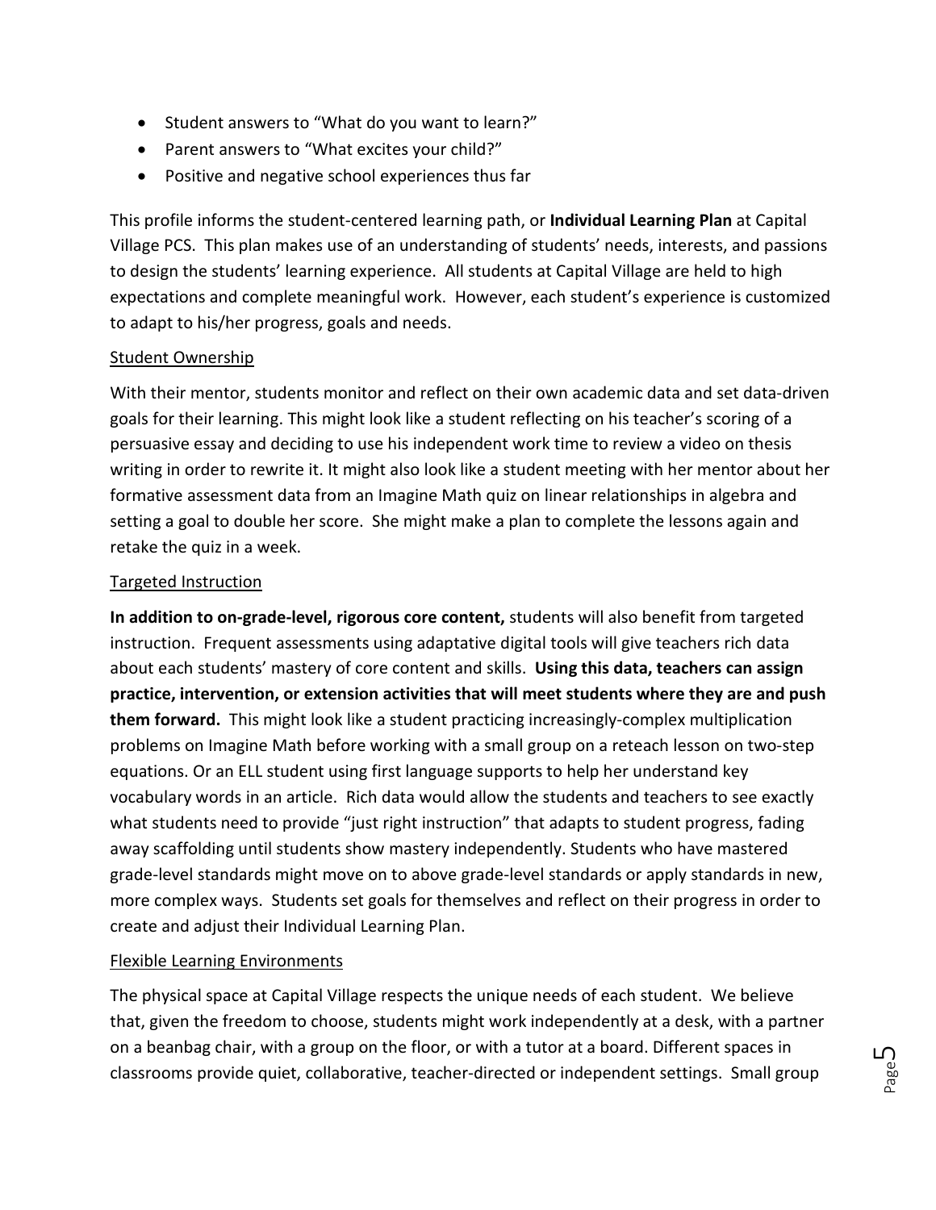- Student answers to "What do you want to learn?"
- Parent answers to "What excites your child?"
- Positive and negative school experiences thus far

This profile informs the student-centered learning path, or **Individual Learning Plan** at Capital Village PCS. This plan makes use of an understanding of students' needs, interests, and passions to design the students' learning experience. All students at Capital Village are held to high expectations and complete meaningful work. However, each student's experience is customized to adapt to his/her progress, goals and needs.

Student Ownership

With their mentor, students monitor and reflect on their own academic data and set data-driven goals for their learning. This might look like a student reflecting on his teacher's scoring of a persuasive essay and deciding to use his independent work time to review a video on thesis writing in order to rewrite it. It might also look like a student meeting with her mentor about her formative assessment data from an Imagine Math quiz on linear relationships in algebra and setting a goal to double her score. She might make a plan to complete the lessons again and retake the quiz in a week.

Targeted Instruction

**In addition to on-grade-level, rigorous core content,** students will also benefit from targeted instruction. Frequent assessments using adaptative digital tools will give teachers rich data about each students' mastery of core content and skills. **Using this data, teachers can assign practice, intervention, or extension activities that will meet students where they are and push them forward.** This might look like a student practicing increasingly-complex multiplication problems on Imagine Math before working with a small group on a reteach lesson on two-step equations. Or an ELL student using first language supports to help her understand key vocabulary words in an article. Rich data would allow the students and teachers to see exactly what students need to provide "just right instruction" that adapts to student progress, fading away scaffolding until students show mastery independently. Students who have mastered grade-level standards might move on to above grade-level standards or apply standards in new, more complex ways. Students set goals for themselves and reflect on their progress in order to create and adjust their Individual Learning Plan.

Flexible Learning Environments

The physical space at Capital Village respects the unique needs of each student. We believe that, given the freedom to choose, students might work independently at a desk, with a partner on a beanbag chair, with a group on the floor, or with a tutor at a board. Different spaces in classrooms provide quiet, collaborative, teacher-directed or independent settings. Small group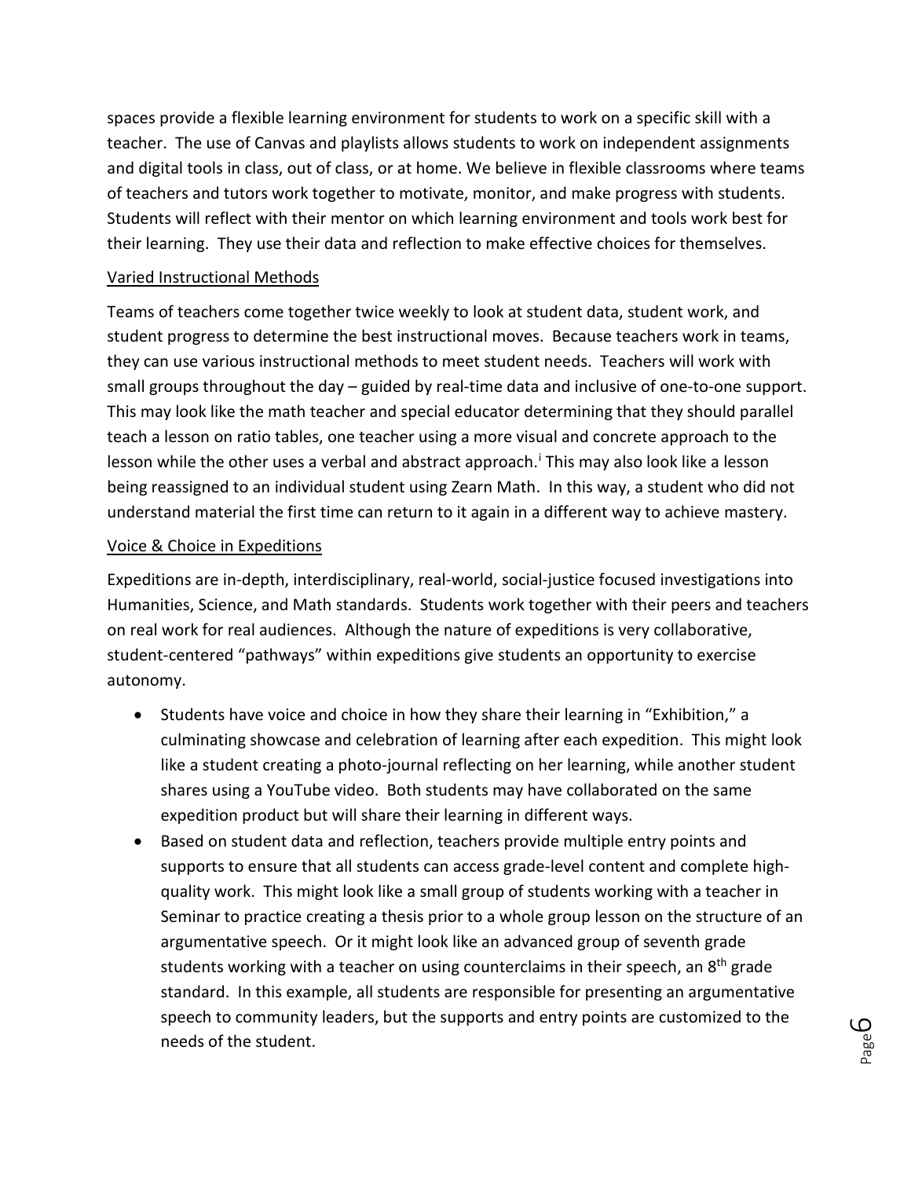spaces provide a flexible learning environment for students to work on a specific skill with a teacher. The use of Canvas and playlists allows students to work on independent assignments and digital tools in class, out of class, or at home. We believe in flexible classrooms where teams of teachers and tutors work together to motivate, monitor, and make progress with students. Students will reflect with their mentor on which learning environment and tools work best for their learning. They use their data and reflection to make effective choices for themselves.

Varied Instructional Methods

Teams of teachers come together twice weekly to look at student data, student work, and student progress to determine the best instructional moves. Because teachers work in teams, they can use various instructional methods to meet student needs. Teachers will work with small groups throughout the day – guided by real-time data and inclusive of one-to-one support. This may look like the math teacher and special educator determining that they should parallel teach a lesson on ratio tables, one teacher using a more visual and concrete approach to the lesson while the other uses a verbal and abstract approach.[i] This may also look like a lesson being reassigned to an individual student using Zearn Math. In this way, a student who did not understand material the first time can return to it again in a different way to achieve mastery.

Voice & Choice in Expeditions

Expeditions are in-depth, interdisciplinary, real-world, social-justice focused investigations into Humanities, Science, and Math standards. Students work together with their peers and teachers on real work for real audiences. Although the nature of expeditions is very collaborative, student-centered "pathways" within expeditions give students an opportunity to exercise autonomy.

- Students have voice and choice in how they share their learning in "Exhibition," a culminating showcase and celebration of learning after each expedition. This might look like a student creating a photo-journal reflecting on her learning, while another student shares using a YouTube video. Both students may have collaborated on the same expedition product but will share their learning in different ways.
- Based on student data and reflection, teachers provide multiple entry points and supports to ensure that all students can access grade-level content and complete high-quality work. This might look like a small group of students working with a teacher in Seminar to practice creating a thesis prior to a whole group lesson on the structure of an argumentative speech. Or it might look like an advanced group of seventh grade students working with a teacher on using counterclaims in their speech, an 8th grade standard. In this example, all students are responsible for presenting an argumentative speech to community leaders, but the supports and entry points are customized to the needs of the student.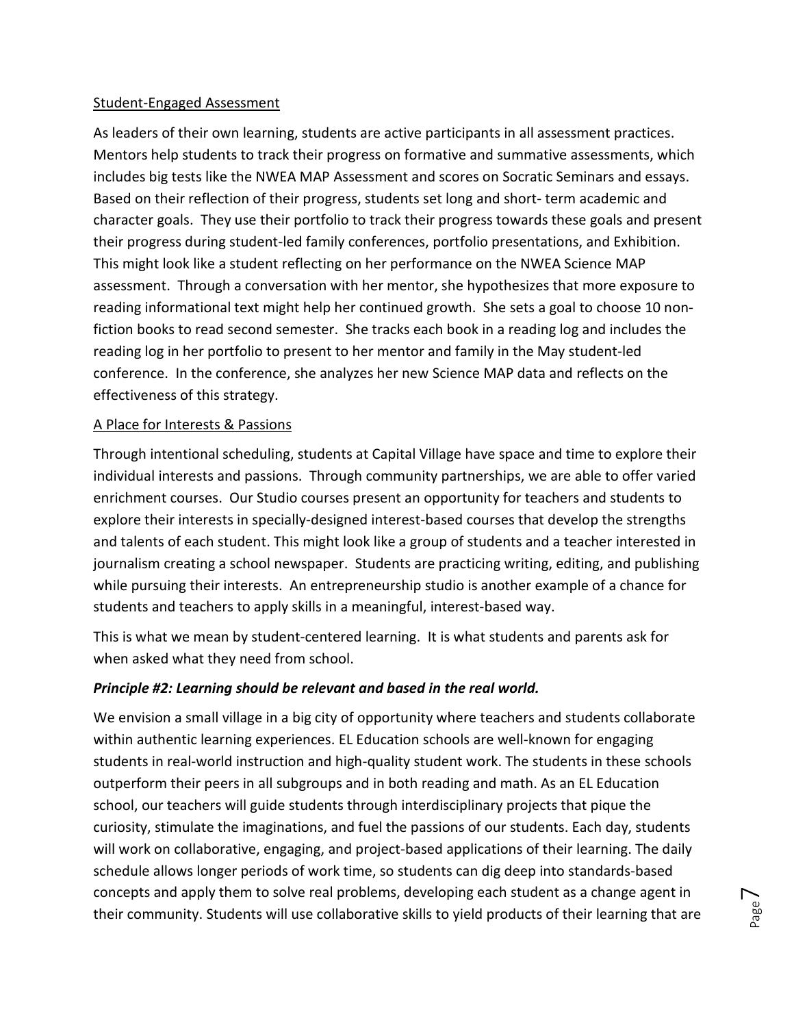<u>Student-Engaged Assessment</u>

As leaders of their own learning, students are active participants in all assessment practices. Mentors help students to track their progress on formative and summative assessments, which includes big tests like the NWEA MAP Assessment and scores on Socratic Seminars and essays. Based on their reflection of their progress, students set long and short- term academic and character goals. They use their portfolio to track their progress towards these goals and present their progress during student-led family conferences, portfolio presentations, and Exhibition. This might look like a student reflecting on her performance on the NWEA Science MAP assessment. Through a conversation with her mentor, she hypothesizes that more exposure to reading informational text might help her continued growth. She sets a goal to choose 10 non-fiction books to read second semester. She tracks each book in a reading log and includes the reading log in her portfolio to present to her mentor and family in the May student-led conference. In the conference, she analyzes her new Science MAP data and reflects on the effectiveness of this strategy.

<u>A Place for Interests & Passions</u>

Through intentional scheduling, students at Capital Village have space and time to explore their individual interests and passions. Through community partnerships, we are able to offer varied enrichment courses. Our Studio courses present an opportunity for teachers and students to explore their interests in specially-designed interest-based courses that develop the strengths and talents of each student. This might look like a group of students and a teacher interested in journalism creating a school newspaper. Students are practicing writing, editing, and publishing while pursuing their interests. An entrepreneurship studio is another example of a chance for students and teachers to apply skills in a meaningful, interest-based way.

This is what we mean by student-centered learning. It is what students and parents ask for when asked what they need from school.

***Principle #2: Learning should be relevant and based in the real world.***

We envision a small village in a big city of opportunity where teachers and students collaborate within authentic learning experiences. EL Education schools are well-known for engaging students in real-world instruction and high-quality student work. The students in these schools outperform their peers in all subgroups and in both reading and math. As an EL Education school, our teachers will guide students through interdisciplinary projects that pique the curiosity, stimulate the imaginations, and fuel the passions of our students. Each day, students will work on collaborative, engaging, and project-based applications of their learning. The daily schedule allows longer periods of work time, so students can dig deep into standards-based concepts and apply them to solve real problems, developing each student as a change agent in their community. Students will use collaborative skills to yield products of their learning that are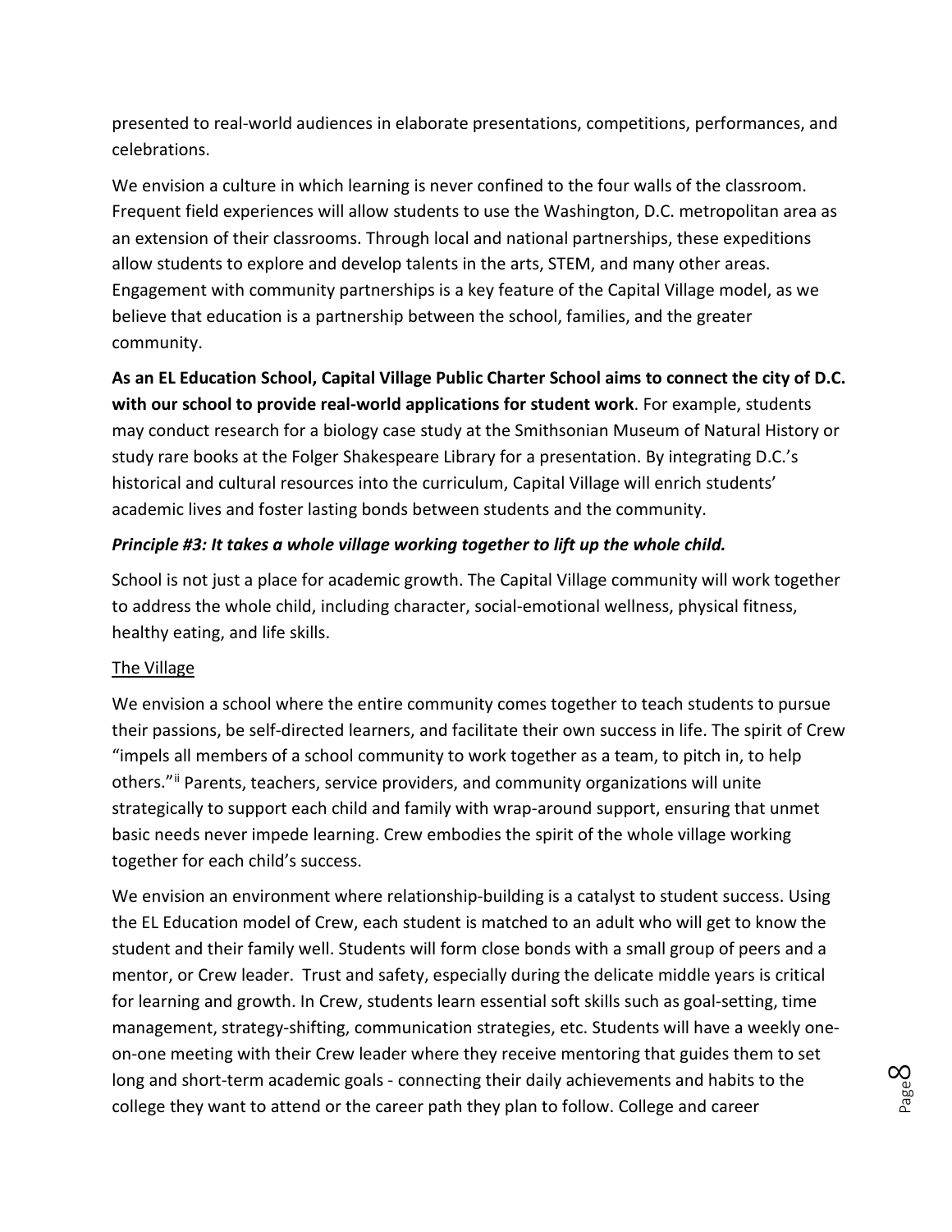presented to real-world audiences in elaborate presentations, competitions, performances, and celebrations.

We envision a culture in which learning is never confined to the four walls of the classroom. Frequent field experiences will allow students to use the Washington, D.C. metropolitan area as an extension of their classrooms. Through local and national partnerships, these expeditions allow students to explore and develop talents in the arts, STEM, and many other areas. Engagement with community partnerships is a key feature of the Capital Village model, as we believe that education is a partnership between the school, families, and the greater community.

**As an EL Education School, Capital Village Public Charter School aims to connect the city of D.C. with our school to provide real-world applications for student work**. For example, students may conduct research for a biology case study at the Smithsonian Museum of Natural History or study rare books at the Folger Shakespeare Library for a presentation. By integrating D.C.'s historical and cultural resources into the curriculum, Capital Village will enrich students' academic lives and foster lasting bonds between students and the community.

***Principle #3: It takes a whole village working together to lift up the whole child.***

School is not just a place for academic growth. The Capital Village community will work together to address the whole child, including character, social-emotional wellness, physical fitness, healthy eating, and life skills.

<u>The Village</u>

We envision a school where the entire community comes together to teach students to pursue their passions, be self-directed learners, and facilitate their own success in life. The spirit of Crew "impels all members of a school community to work together as a team, to pitch in, to help others."[ii] Parents, teachers, service providers, and community organizations will unite strategically to support each child and family with wrap-around support, ensuring that unmet basic needs never impede learning. Crew embodies the spirit of the whole village working together for each child's success.

We envision an environment where relationship-building is a catalyst to student success. Using the EL Education model of Crew, each student is matched to an adult who will get to know the student and their family well. Students will form close bonds with a small group of peers and a mentor, or Crew leader. Trust and safety, especially during the delicate middle years is critical for learning and growth. In Crew, students learn essential soft skills such as goal-setting, time management, strategy-shifting, communication strategies, etc. Students will have a weekly one-on-one meeting with their Crew leader where they receive mentoring that guides them to set long and short-term academic goals - connecting their daily achievements and habits to the college they want to attend or the career path they plan to follow. College and career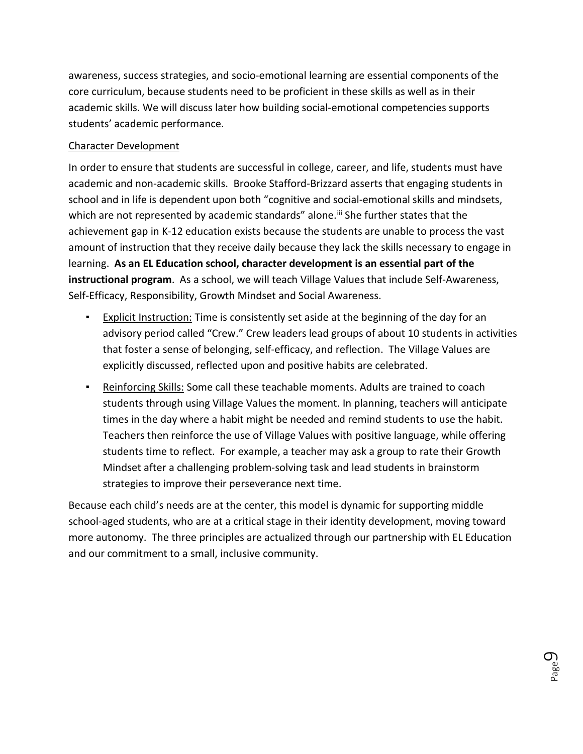awareness, success strategies, and socio-emotional learning are essential components of the core curriculum, because students need to be proficient in these skills as well as in their academic skills. We will discuss later how building social-emotional competencies supports students' academic performance.

Character Development

In order to ensure that students are successful in college, career, and life, students must have academic and non-academic skills. Brooke Stafford-Brizzard asserts that engaging students in school and in life is dependent upon both "cognitive and social-emotional skills and mindsets, which are not represented by academic standards" alone.[iii] She further states that the achievement gap in K-12 education exists because the students are unable to process the vast amount of instruction that they receive daily because they lack the skills necessary to engage in learning. **As an EL Education school, character development is an essential part of the instructional program**. As a school, we will teach Village Values that include Self-Awareness, Self-Efficacy, Responsibility, Growth Mindset and Social Awareness.

- Explicit Instruction: Time is consistently set aside at the beginning of the day for an advisory period called "Crew." Crew leaders lead groups of about 10 students in activities that foster a sense of belonging, self-efficacy, and reflection. The Village Values are explicitly discussed, reflected upon and positive habits are celebrated.
- Reinforcing Skills: Some call these teachable moments. Adults are trained to coach students through using Village Values the moment. In planning, teachers will anticipate times in the day where a habit might be needed and remind students to use the habit. Teachers then reinforce the use of Village Values with positive language, while offering students time to reflect. For example, a teacher may ask a group to rate their Growth Mindset after a challenging problem-solving task and lead students in brainstorm strategies to improve their perseverance next time.

Because each child's needs are at the center, this model is dynamic for supporting middle school-aged students, who are at a critical stage in their identity development, moving toward more autonomy. The three principles are actualized through our partnership with EL Education and our commitment to a small, inclusive community.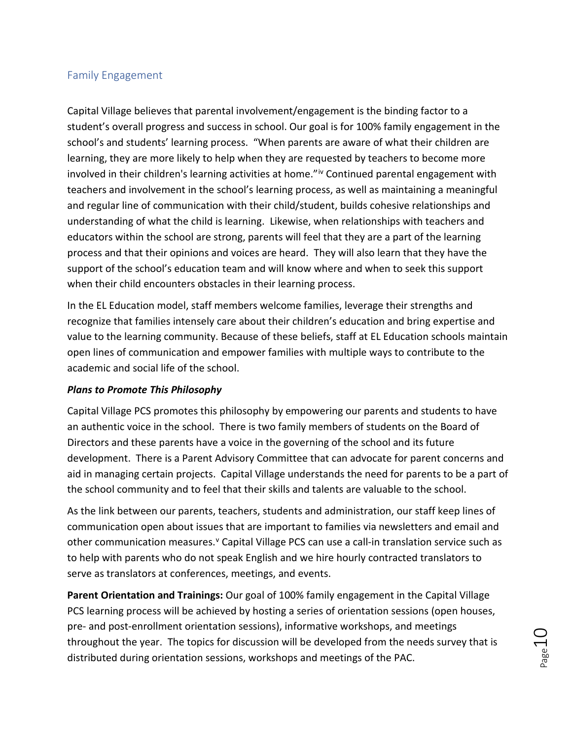## Family Engagement

Capital Village believes that parental involvement/engagement is the binding factor to a student's overall progress and success in school. Our goal is for 100% family engagement in the school's and students' learning process. "When parents are aware of what their children are learning, they are more likely to help when they are requested by teachers to become more involved in their children's learning activities at home."[iv] Continued parental engagement with teachers and involvement in the school's learning process, as well as maintaining a meaningful and regular line of communication with their child/student, builds cohesive relationships and understanding of what the child is learning. Likewise, when relationships with teachers and educators within the school are strong, parents will feel that they are a part of the learning process and that their opinions and voices are heard. They will also learn that they have the support of the school's education team and will know where and when to seek this support when their child encounters obstacles in their learning process.

In the EL Education model, staff members welcome families, leverage their strengths and recognize that families intensely care about their children's education and bring expertise and value to the learning community. Because of these beliefs, staff at EL Education schools maintain open lines of communication and empower families with multiple ways to contribute to the academic and social life of the school.

***Plans to Promote This Philosophy***

Capital Village PCS promotes this philosophy by empowering our parents and students to have an authentic voice in the school. There is two family members of students on the Board of Directors and these parents have a voice in the governing of the school and its future development. There is a Parent Advisory Committee that can advocate for parent concerns and aid in managing certain projects. Capital Village understands the need for parents to be a part of the school community and to feel that their skills and talents are valuable to the school.

As the link between our parents, teachers, students and administration, our staff keep lines of communication open about issues that are important to families via newsletters and email and other communication measures.[v] Capital Village PCS can use a call-in translation service such as to help with parents who do not speak English and we hire hourly contracted translators to serve as translators at conferences, meetings, and events.

**Parent Orientation and Trainings:** Our goal of 100% family engagement in the Capital Village PCS learning process will be achieved by hosting a series of orientation sessions (open houses, pre- and post-enrollment orientation sessions), informative workshops, and meetings throughout the year. The topics for discussion will be developed from the needs survey that is distributed during orientation sessions, workshops and meetings of the PAC.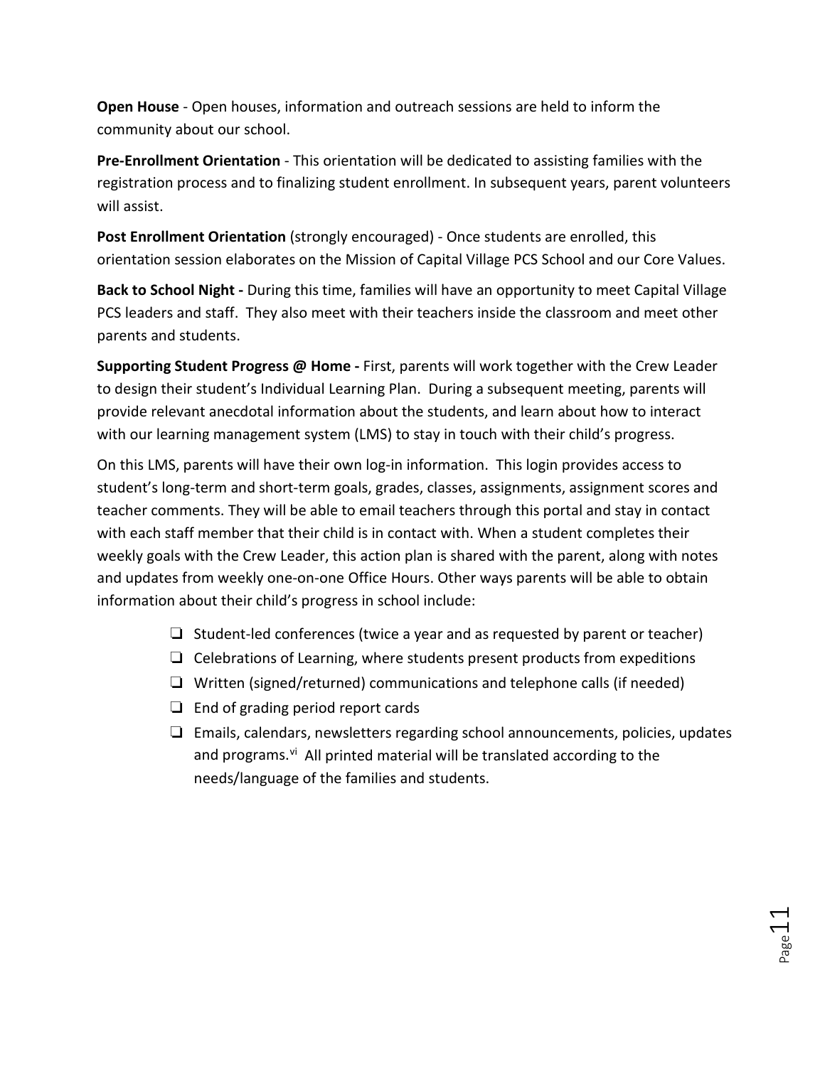**Open House** - Open houses, information and outreach sessions are held to inform the community about our school.

**Pre-Enrollment Orientation** - This orientation will be dedicated to assisting families with the registration process and to finalizing student enrollment. In subsequent years, parent volunteers will assist.

**Post Enrollment Orientation** (strongly encouraged) - Once students are enrolled, this orientation session elaborates on the Mission of Capital Village PCS School and our Core Values.

**Back to School Night -** During this time, families will have an opportunity to meet Capital Village PCS leaders and staff. They also meet with their teachers inside the classroom and meet other parents and students.

**Supporting Student Progress @ Home -** First, parents will work together with the Crew Leader to design their student's Individual Learning Plan. During a subsequent meeting, parents will provide relevant anecdotal information about the students, and learn about how to interact with our learning management system (LMS) to stay in touch with their child's progress.

On this LMS, parents will have their own log-in information. This login provides access to student's long-term and short-term goals, grades, classes, assignments, assignment scores and teacher comments. They will be able to email teachers through this portal and stay in contact with each staff member that their child is in contact with. When a student completes their weekly goals with the Crew Leader, this action plan is shared with the parent, along with notes and updates from weekly one-on-one Office Hours. Other ways parents will be able to obtain information about their child's progress in school include:

- ❑ Student-led conferences (twice a year and as requested by parent or teacher)
- ❑ Celebrations of Learning, where students present products from expeditions
- ❑ Written (signed/returned) communications and telephone calls (if needed)
- ❑ End of grading period report cards
- ❑ Emails, calendars, newsletters regarding school announcements, policies, updates and programs.[vi] All printed material will be translated according to the needs/language of the families and students.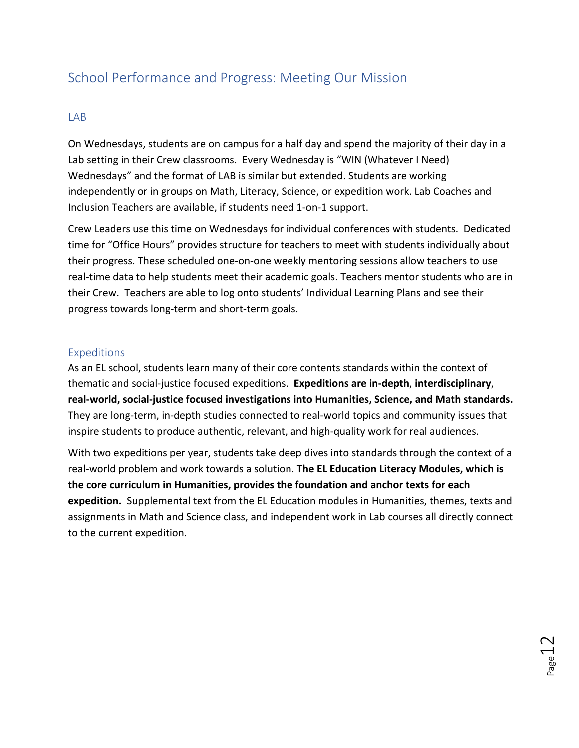## School Performance and Progress: Meeting Our Mission

### LAB

On Wednesdays, students are on campus for a half day and spend the majority of their day in a Lab setting in their Crew classrooms. Every Wednesday is "WIN (Whatever I Need) Wednesdays" and the format of LAB is similar but extended. Students are working independently or in groups on Math, Literacy, Science, or expedition work. Lab Coaches and Inclusion Teachers are available, if students need 1-on-1 support.

Crew Leaders use this time on Wednesdays for individual conferences with students. Dedicated time for "Office Hours" provides structure for teachers to meet with students individually about their progress. These scheduled one-on-one weekly mentoring sessions allow teachers to use real-time data to help students meet their academic goals. Teachers mentor students who are in their Crew. Teachers are able to log onto students' Individual Learning Plans and see their progress towards long-term and short-term goals.

### Expeditions

As an EL school, students learn many of their core contents standards within the context of thematic and social-justice focused expeditions. **Expeditions are in-depth**, **interdisciplinary**, **real-world, social-justice focused investigations into Humanities, Science, and Math standards.** They are long-term, in-depth studies connected to real-world topics and community issues that inspire students to produce authentic, relevant, and high-quality work for real audiences.

With two expeditions per year, students take deep dives into standards through the context of a real-world problem and work towards a solution. **The EL Education Literacy Modules, which is the core curriculum in Humanities, provides the foundation and anchor texts for each expedition.** Supplemental text from the EL Education modules in Humanities, themes, texts and assignments in Math and Science class, and independent work in Lab courses all directly connect to the current expedition.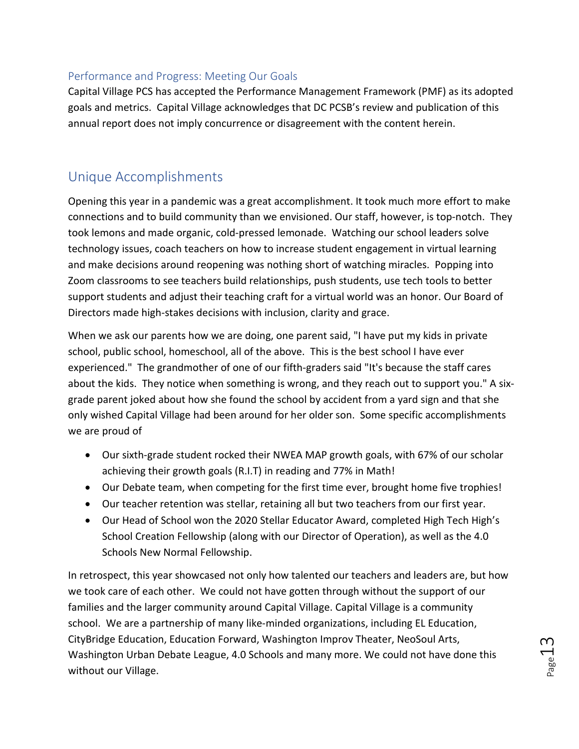### Performance and Progress: Meeting Our Goals

Capital Village PCS has accepted the Performance Management Framework (PMF) as its adopted goals and metrics. Capital Village acknowledges that DC PCSB's review and publication of this annual report does not imply concurrence or disagreement with the content herein.

## Unique Accomplishments

Opening this year in a pandemic was a great accomplishment. It took much more effort to make connections and to build community than we envisioned. Our staff, however, is top-notch. They took lemons and made organic, cold-pressed lemonade. Watching our school leaders solve technology issues, coach teachers on how to increase student engagement in virtual learning and make decisions around reopening was nothing short of watching miracles. Popping into Zoom classrooms to see teachers build relationships, push students, use tech tools to better support students and adjust their teaching craft for a virtual world was an honor. Our Board of Directors made high-stakes decisions with inclusion, clarity and grace.

When we ask our parents how we are doing, one parent said, "I have put my kids in private school, public school, homeschool, all of the above. This is the best school I have ever experienced." The grandmother of one of our fifth-graders said "It's because the staff cares about the kids. They notice when something is wrong, and they reach out to support you." A six-grade parent joked about how she found the school by accident from a yard sign and that she only wished Capital Village had been around for her older son. Some specific accomplishments we are proud of

- Our sixth-grade student rocked their NWEA MAP growth goals, with 67% of our scholar achieving their growth goals (R.I.T) in reading and 77% in Math!
- Our Debate team, when competing for the first time ever, brought home five trophies!
- Our teacher retention was stellar, retaining all but two teachers from our first year.
- Our Head of School won the 2020 Stellar Educator Award, completed High Tech High's School Creation Fellowship (along with our Director of Operation), as well as the 4.0 Schools New Normal Fellowship.

In retrospect, this year showcased not only how talented our teachers and leaders are, but how we took care of each other. We could not have gotten through without the support of our families and the larger community around Capital Village. Capital Village is a community school. We are a partnership of many like-minded organizations, including EL Education, CityBridge Education, Education Forward, Washington Improv Theater, NeoSoul Arts, Washington Urban Debate League, 4.0 Schools and many more. We could not have done this without our Village.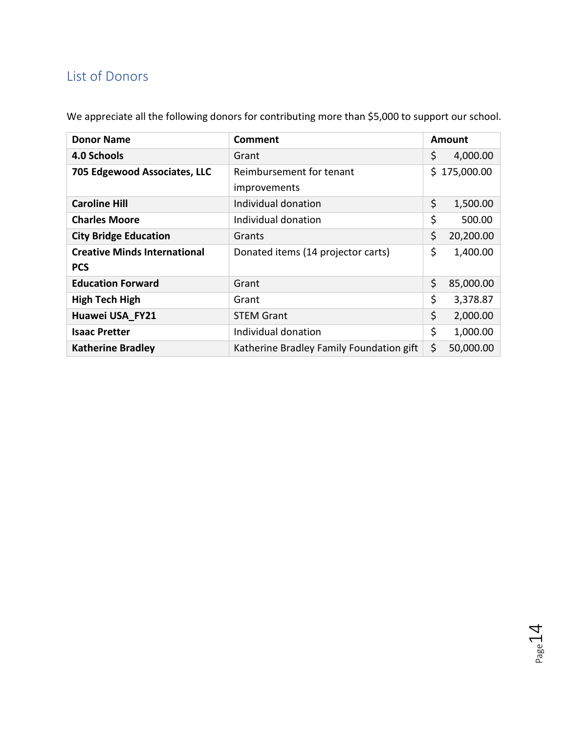## List of Donors

We appreciate all the following donors for contributing more than $5,000 to support our school.

| Donor Name | Comment | Amount |
|---|---|---|
| **4.0 Schools** | Grant | $ 4,000.00 |
| **705 Edgewood Associates, LLC** | Reimbursement for tenant improvements | $ 175,000.00 |
| **Caroline Hill** | Individual donation | $ 1,500.00 |
| **Charles Moore** | Individual donation | $ 500.00 |
| **City Bridge Education** | Grants | $ 20,200.00 |
| **Creative Minds International PCS** | Donated items (14 projector carts) | $ 1,400.00 |
| **Education Forward** | Grant | $ 85,000.00 |
| **High Tech High** | Grant | $ 3,378.87 |
| **Huawei USA_FY21** | STEM Grant | $ 2,000.00 |
| **Isaac Pretter** | Individual donation | $ 1,000.00 |
| **Katherine Bradley** | Katherine Bradley Family Foundation gift | $ 50,000.00 |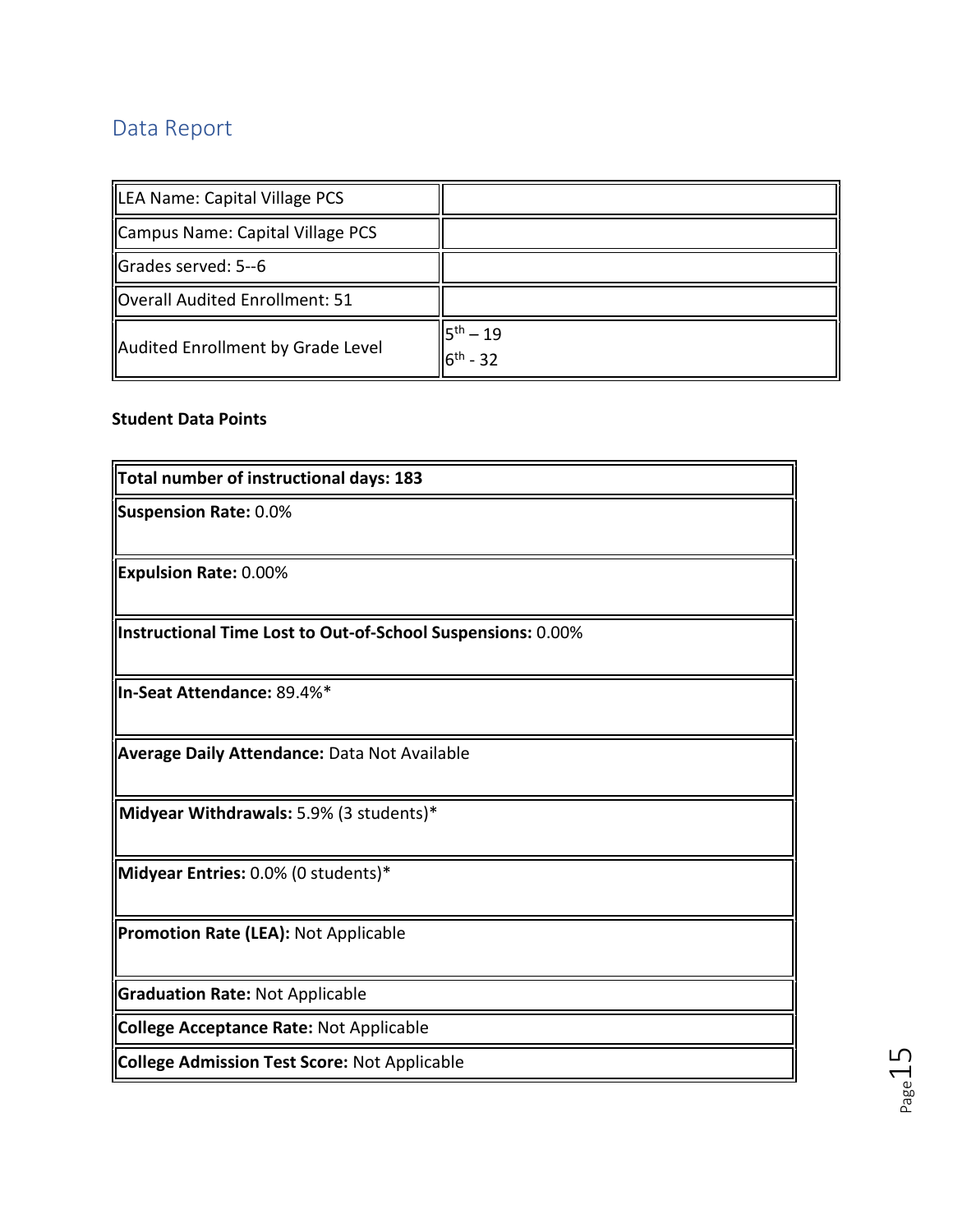## Data Report

| LEA Name: Capital Village PCS | |
|---|---|
| Campus Name: Capital Village PCS | |
| Grades served: 5--6 | |
| Overall Audited Enrollment: 51 | |
| Audited Enrollment by Grade Level | 5th – 19<br>6th - 32 |

**Student Data Points**

| **Total number of instructional days: 183** |
|---|
| **Suspension Rate:** 0.0% |
| **Expulsion Rate:** 0.00% |
| **Instructional Time Lost to Out-of-School Suspensions:** 0.00% |
| **In-Seat Attendance:** 89.4%* |
| **Average Daily Attendance:** Data Not Available |
| **Midyear Withdrawals:** 5.9% (3 students)* |
| **Midyear Entries:** 0.0% (0 students)* |
| **Promotion Rate (LEA):** Not Applicable |
| **Graduation Rate:** Not Applicable |
| **College Acceptance Rate:** Not Applicable |
| **College Admission Test Score:** Not Applicable |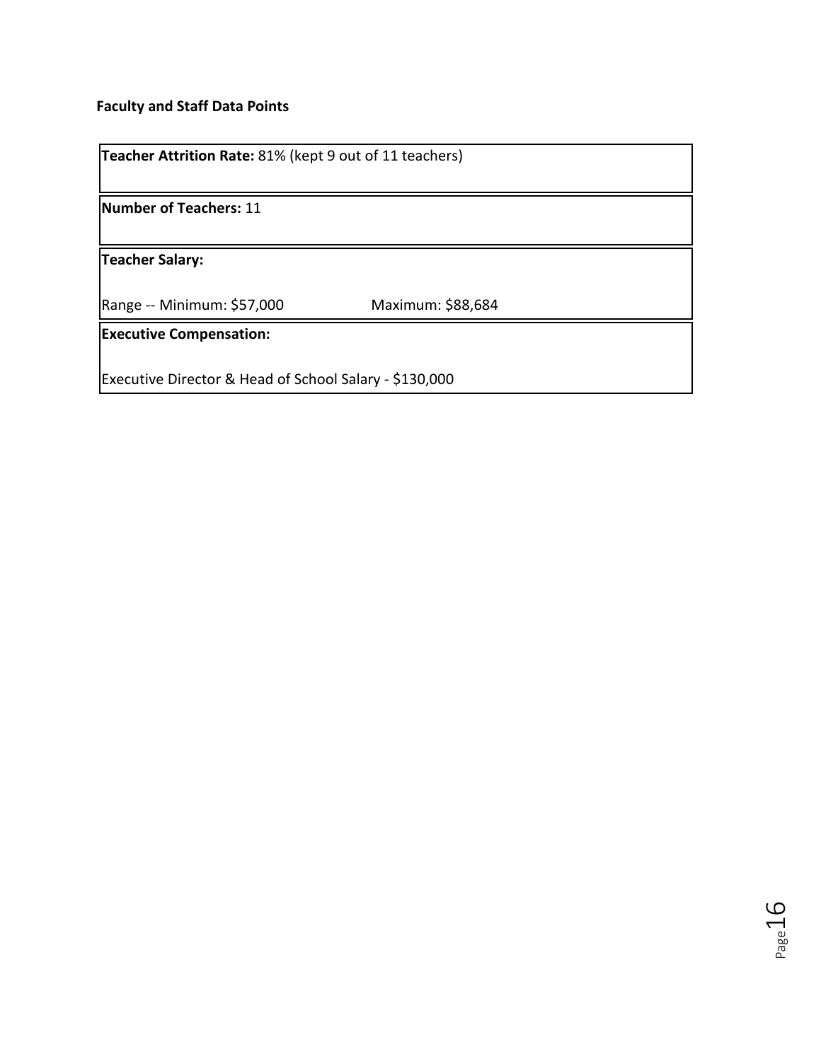**Faculty and Staff Data Points**

**Teacher Attrition Rate:** 81% (kept 9 out of 11 teachers)

**Number of Teachers:** 11

**Teacher Salary:**

Range -- Minimum: $57,000 Maximum: $88,684

**Executive Compensation:**

Executive Director & Head of School Salary - $130,000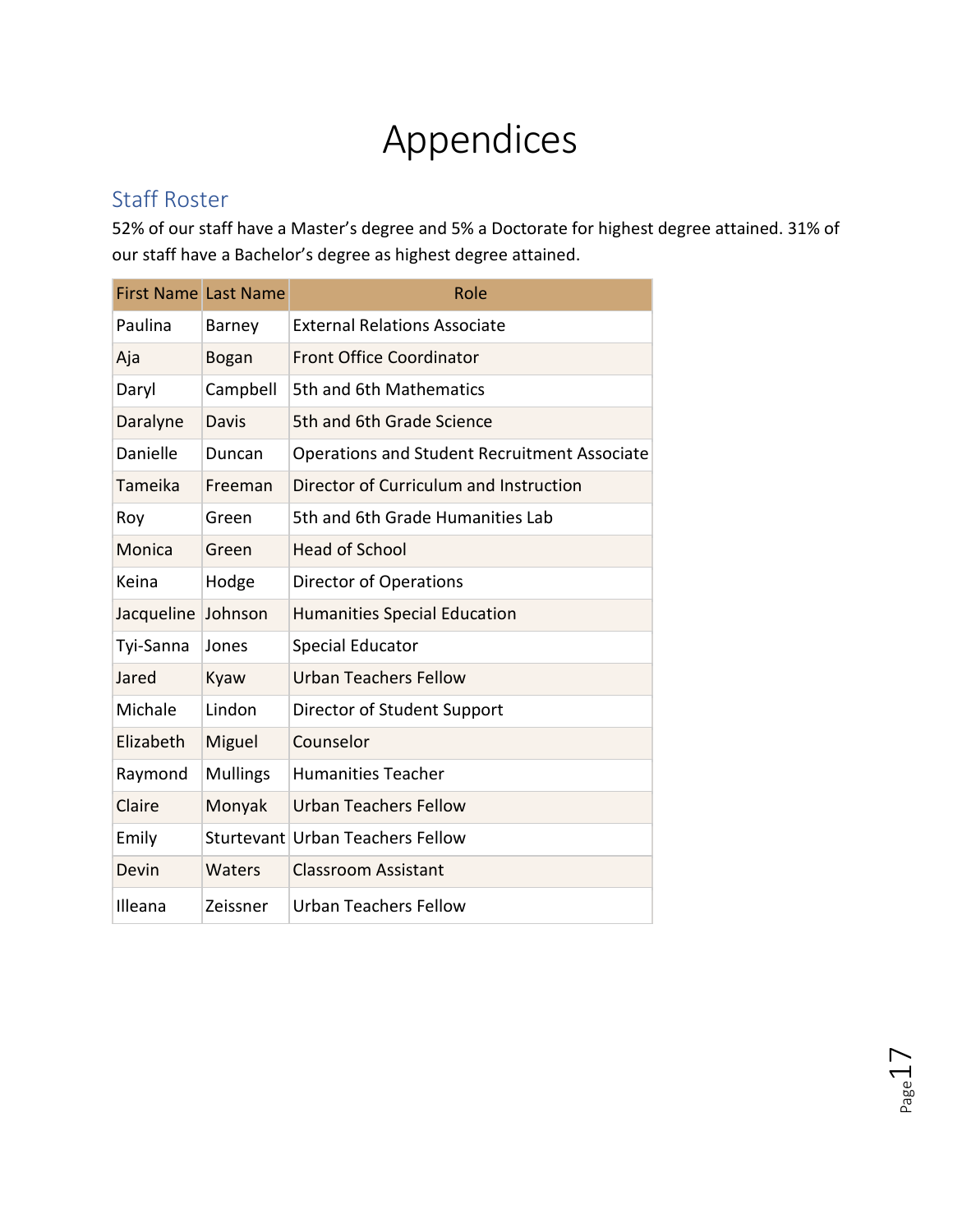# Appendices

## Staff Roster

52% of our staff have a Master's degree and 5% a Doctorate for highest degree attained. 31% of our staff have a Bachelor's degree as highest degree attained.

| First Name | Last Name | Role |
|---|---|---|
| Paulina | Barney | External Relations Associate |
| Aja | Bogan | Front Office Coordinator |
| Daryl | Campbell | 5th and 6th Mathematics |
| Daralyne | Davis | 5th and 6th Grade Science |
| Danielle | Duncan | Operations and Student Recruitment Associate |
| Tameika | Freeman | Director of Curriculum and Instruction |
| Roy | Green | 5th and 6th Grade Humanities Lab |
| Monica | Green | Head of School |
| Keina | Hodge | Director of Operations |
| Jacqueline | Johnson | Humanities Special Education |
| Tyi-Sanna | Jones | Special Educator |
| Jared | Kyaw | Urban Teachers Fellow |
| Michale | Lindon | Director of Student Support |
| Elizabeth | Miguel | Counselor |
| Raymond | Mullings | Humanities Teacher |
| Claire | Monyak | Urban Teachers Fellow |
| Emily | Sturtevant | Urban Teachers Fellow |
| Devin | Waters | Classroom Assistant |
| Illeana | Zeissner | Urban Teachers Fellow |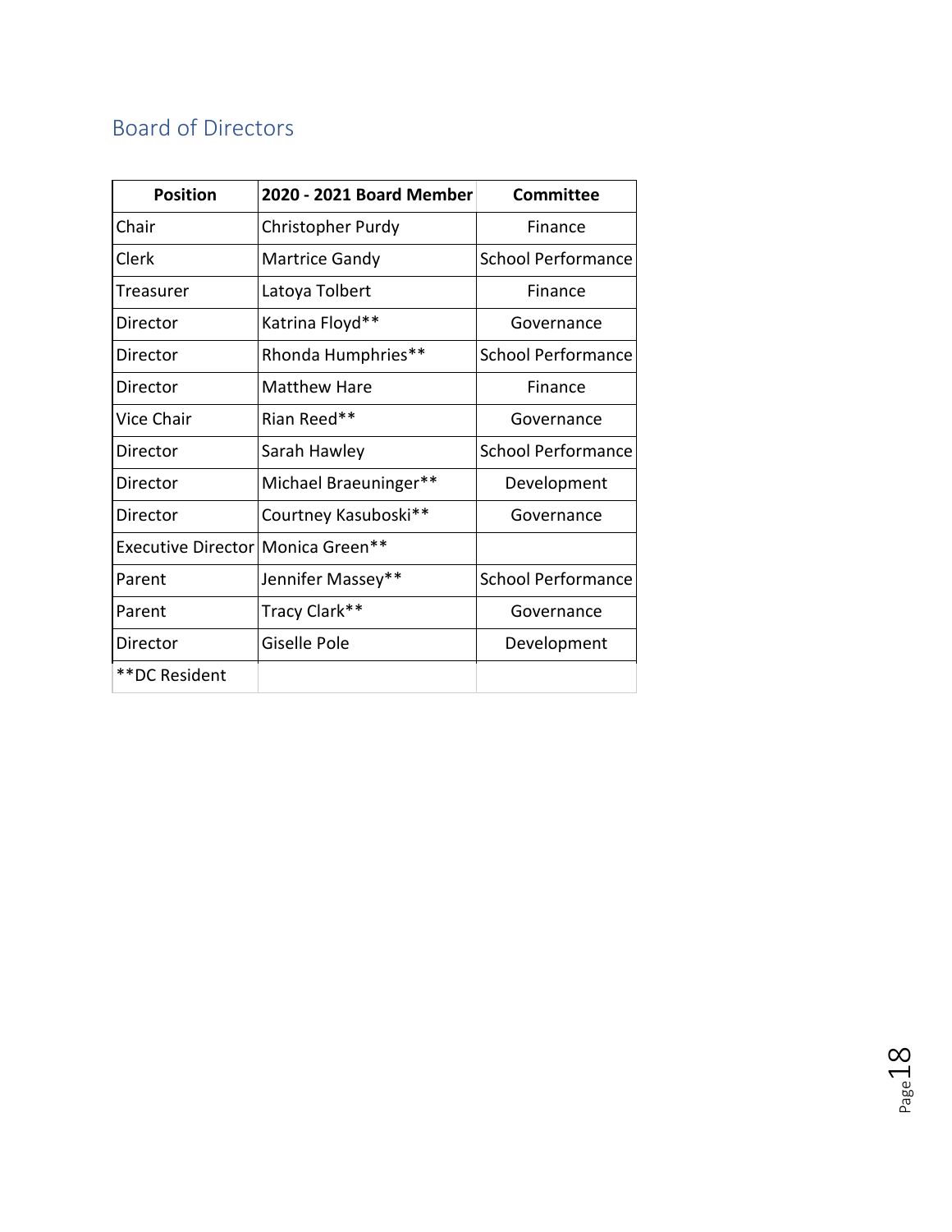## Board of Directors

| Position | 2020 - 2021 Board Member | Committee |
|---|---|---|
| Chair | Christopher Purdy | Finance |
| Clerk | Martrice Gandy | School Performance |
| Treasurer | Latoya Tolbert | Finance |
| Director | Katrina Floyd** | Governance |
| Director | Rhonda Humphries** | School Performance |
| Director | Matthew Hare | Finance |
| Vice Chair | Rian Reed** | Governance |
| Director | Sarah Hawley | School Performance |
| Director | Michael Braeuninger** | Development |
| Director | Courtney Kasuboski** | Governance |
| Executive Director | Monica Green** | |
| Parent | Jennifer Massey** | School Performance |
| Parent | Tracy Clark** | Governance |
| Director | Giselle Pole | Development |
| **DC Resident | | |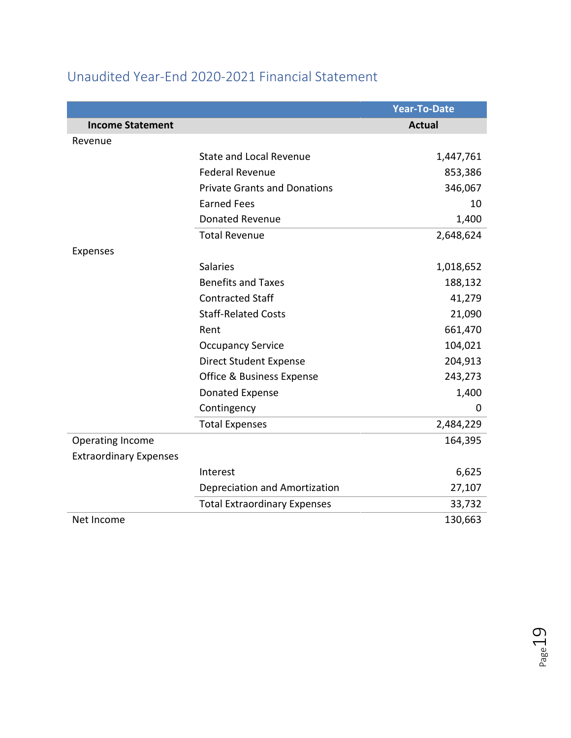## Unaudited Year-End 2020-2021 Financial Statement

| | | Year-To-Date |
|---|---|---|
| **Income Statement** | | **Actual** |
| Revenue | | |
| | State and Local Revenue | 1,447,761 |
| | Federal Revenue | 853,386 |
| | Private Grants and Donations | 346,067 |
| | Earned Fees | 10 |
| | Donated Revenue | 1,400 |
| | Total Revenue | 2,648,624 |
| Expenses | | |
| | Salaries | 1,018,652 |
| | Benefits and Taxes | 188,132 |
| | Contracted Staff | 41,279 |
| | Staff-Related Costs | 21,090 |
| | Rent | 661,470 |
| | Occupancy Service | 104,021 |
| | Direct Student Expense | 204,913 |
| | Office & Business Expense | 243,273 |
| | Donated Expense | 1,400 |
| | Contingency | 0 |
| | Total Expenses | 2,484,229 |
| Operating Income | | 164,395 |
| Extraordinary Expenses | | |
| | Interest | 6,625 |
| | Depreciation and Amortization | 27,107 |
| | Total Extraordinary Expenses | 33,732 |
| Net Income | | 130,663 |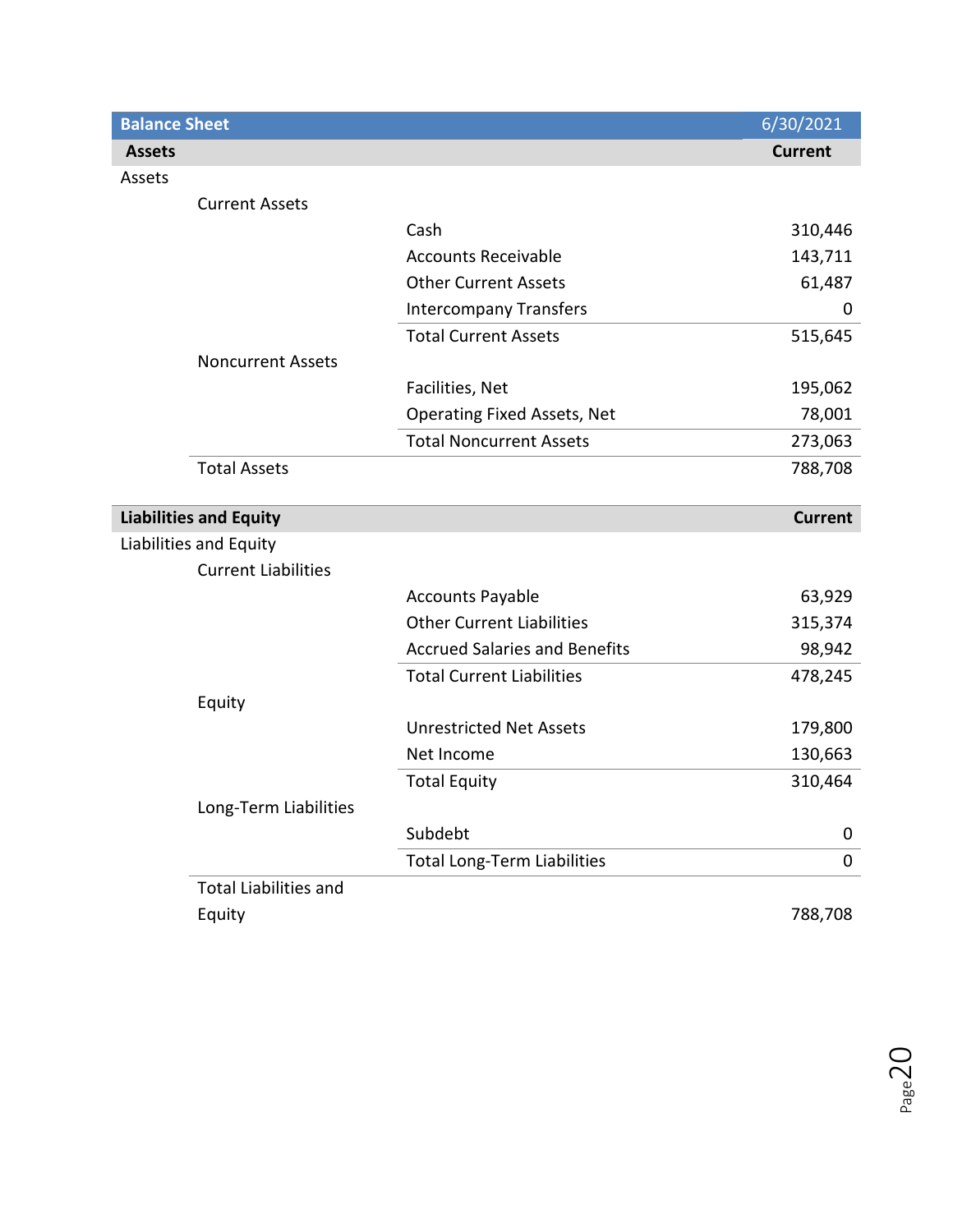| Balance Sheet | | | 6/30/2021 |
|---|---|---|---|
| **Assets** | | | **Current** |
| Assets | | | |
| | Current Assets | | |
| | | Cash | 310,446 |
| | | Accounts Receivable | 143,711 |
| | | Other Current Assets | 61,487 |
| | | Intercompany Transfers | 0 |
| | | Total Current Assets | 515,645 |
| | Noncurrent Assets | | |
| | | Facilities, Net | 195,062 |
| | | Operating Fixed Assets, Net | 78,001 |
| | | Total Noncurrent Assets | 273,063 |
| | Total Assets | | 788,708 |

| **Liabilities and Equity** | | | **Current** |
|---|---|---|---|
| Liabilities and Equity | | | |
| | Current Liabilities | | |
| | | Accounts Payable | 63,929 |
| | | Other Current Liabilities | 315,374 |
| | | Accrued Salaries and Benefits | 98,942 |
| | | Total Current Liabilities | 478,245 |
| | Equity | | |
| | | Unrestricted Net Assets | 179,800 |
| | | Net Income | 130,663 |
| | | Total Equity | 310,464 |
| | Long-Term Liabilities | | |
| | | Subdebt | 0 |
| | | Total Long-Term Liabilities | 0 |
| | Total Liabilities and Equity | | 788,708 |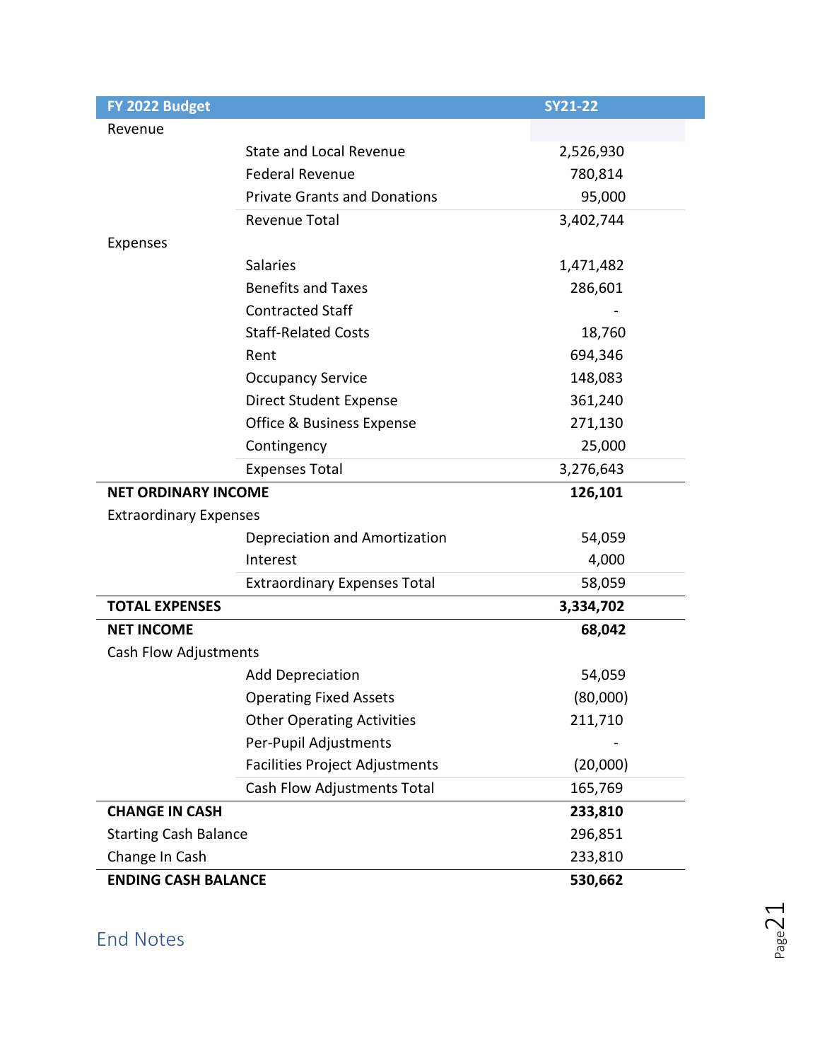| FY 2022 Budget | | SY21-22 |
|---|---|---|
| Revenue | | |
| | State and Local Revenue | 2,526,930 |
| | Federal Revenue | 780,814 |
| | Private Grants and Donations | 95,000 |
| | Revenue Total | 3,402,744 |
| Expenses | | |
| | Salaries | 1,471,482 |
| | Benefits and Taxes | 286,601 |
| | Contracted Staff | - |
| | Staff-Related Costs | 18,760 |
| | Rent | 694,346 |
| | Occupancy Service | 148,083 |
| | Direct Student Expense | 361,240 |
| | Office & Business Expense | 271,130 |
| | Contingency | 25,000 |
| | Expenses Total | 3,276,643 |
| **NET ORDINARY INCOME** | | **126,101** |
| Extraordinary Expenses | | |
| | Depreciation and Amortization | 54,059 |
| | Interest | 4,000 |
| | Extraordinary Expenses Total | 58,059 |
| **TOTAL EXPENSES** | | **3,334,702** |
| **NET INCOME** | | **68,042** |
| Cash Flow Adjustments | | |
| | Add Depreciation | 54,059 |
| | Operating Fixed Assets | (80,000) |
| | Other Operating Activities | 211,710 |
| | Per-Pupil Adjustments | - |
| | Facilities Project Adjustments | (20,000) |
| | Cash Flow Adjustments Total | 165,769 |
| **CHANGE IN CASH** | | **233,810** |
| Starting Cash Balance | | 296,851 |
| Change In Cash | | 233,810 |
| **ENDING CASH BALANCE** | | **530,662** |

## End Notes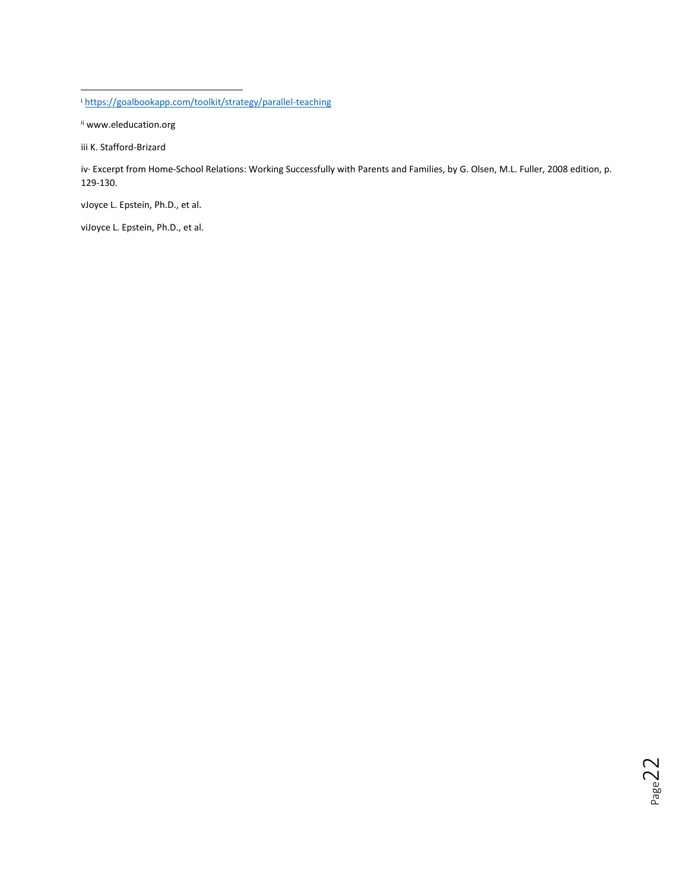---

[i] https://goalbookapp.com/toolkit/strategy/parallel-teaching

[ii] www.eleducation.org

iii K. Stafford-Brizard

iv· Excerpt from Home-School Relations: Working Successfully with Parents and Families, by G. Olsen, M.L. Fuller, 2008 edition, p. 129-130.

vJoyce L. Epstein, Ph.D., et al.

viJoyce L. Epstein, Ph.D., et al.